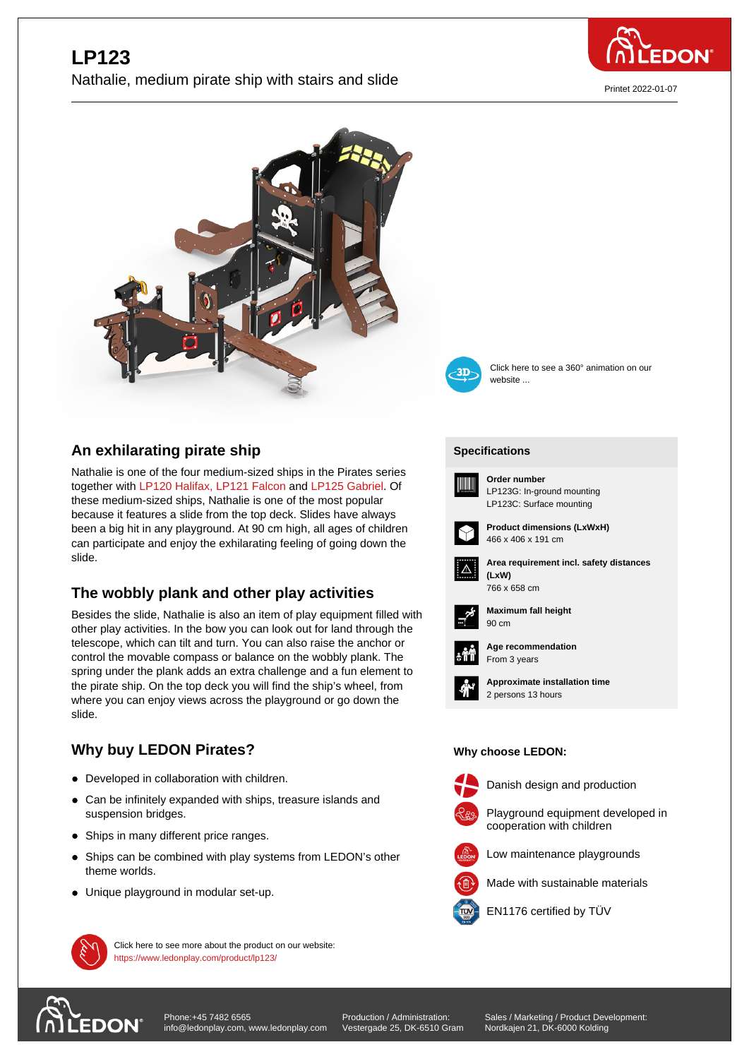# LP123

Nathalie, medium pirate ship with stairs and slide

Printet 2022-01-07

Click here to see a 360° animation on our website ...

## An exhilarating pirate ship

Nathalie is one of the four medium-sized ships in the Pirates series together with LP120 Halifax, LP121 Falcon and LP125 Gabriel. Of these medium-sized ships, Nathalie is one of the most popular because it features a slide from the top deck. Slides have always been a big hit in any playground. At 90 cm high, all ages of children can participate and enjoy the exhilarating feeling of going down the slide.

## The wobbly plank and other play activities

Besides the slide, Nathalie is also an item of play equipment filled with other play activities. In the bow you can look out for land through the telescope, which can tilt and turn. You can also raise the anchor or control the movable compass or balance on the wobbly plank. The spring under the plank adds an extra challenge and a fun element to the pirate ship. On the top deck you will find the ship's wheel, from where you can enjoy views across the playground or go down the slide.

## Why buy LEDON Pirates?

- Developed in collaboration with children.
- Can be infinitely expanded with ships, treasure islands and suspension bridges.
- Ships in many different price ranges.
- Ships can be combined with play systems from LEDON's other theme worlds.
- Unique playground in modular set-up.

Click here to see more about the product on our website:
https://www.ledonplay.com/product/lp123/

## Specifications

**Order number**
LP123G: In-ground mounting
LP123C: Surface mounting

**Product dimensions (LxWxH)**
466 x 406 x 191 cm

**Area requirement incl. safety distances (LxW)**
766 x 658 cm

**Maximum fall height**
90 cm

**Age recommendation**
From 3 years

**Approximate installation time**
2 persons 13 hours

## Why choose LEDON:

- Danish design and production
- Playground equipment developed in cooperation with children
- Low maintenance playgrounds
- Made with sustainable materials
- EN1176 certified by TÜV

Phone:+45 7482 6565
info@ledonplay.com, www.ledonplay.com

Production / Administration:
Vestergade 25, DK-6510 Gram

Sales / Marketing / Product Development:
Nordkajen 21, DK-6000 Kolding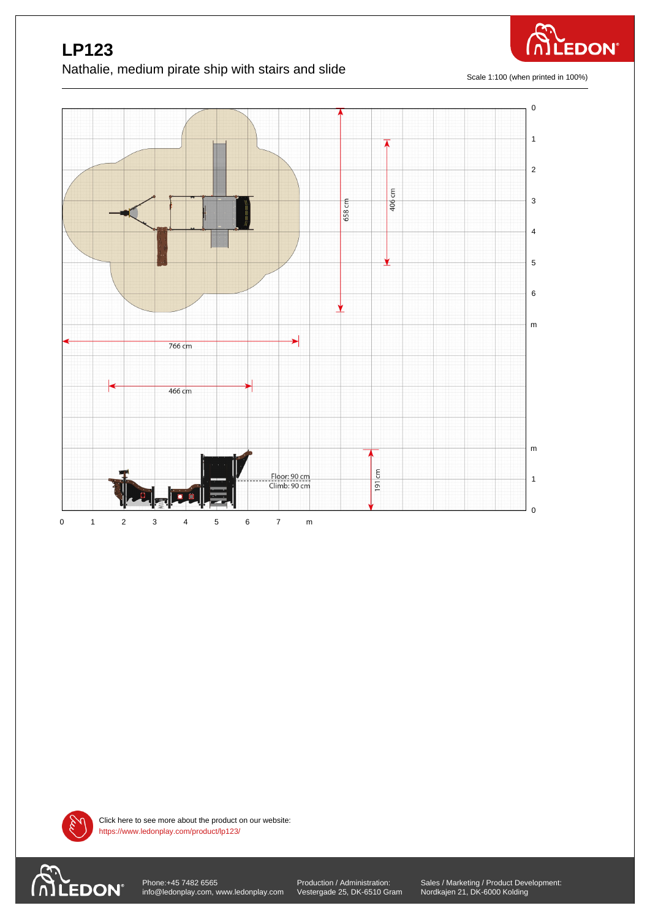# LP123

Nathalie, medium pirate ship with stairs and slide

Scale 1:100 (when printed in 100%)

0
1
2
3
4
5
6
m

658 cm

406 cm

766 cm

466 cm

m
1
0

Floor: 90 cm
Climb: 90 cm

191 cm

0 1 2 3 4 5 6 7 m

Click here to see more about the product on our website:
https://www.ledonplay.com/product/lp123/

Phone:+45 7482 6565
info@ledonplay.com, www.ledonplay.com

Production / Administration:
Vestergade 25, DK-6510 Gram

Sales / Marketing / Product Development:
Nordkajen 21, DK-6000 Kolding